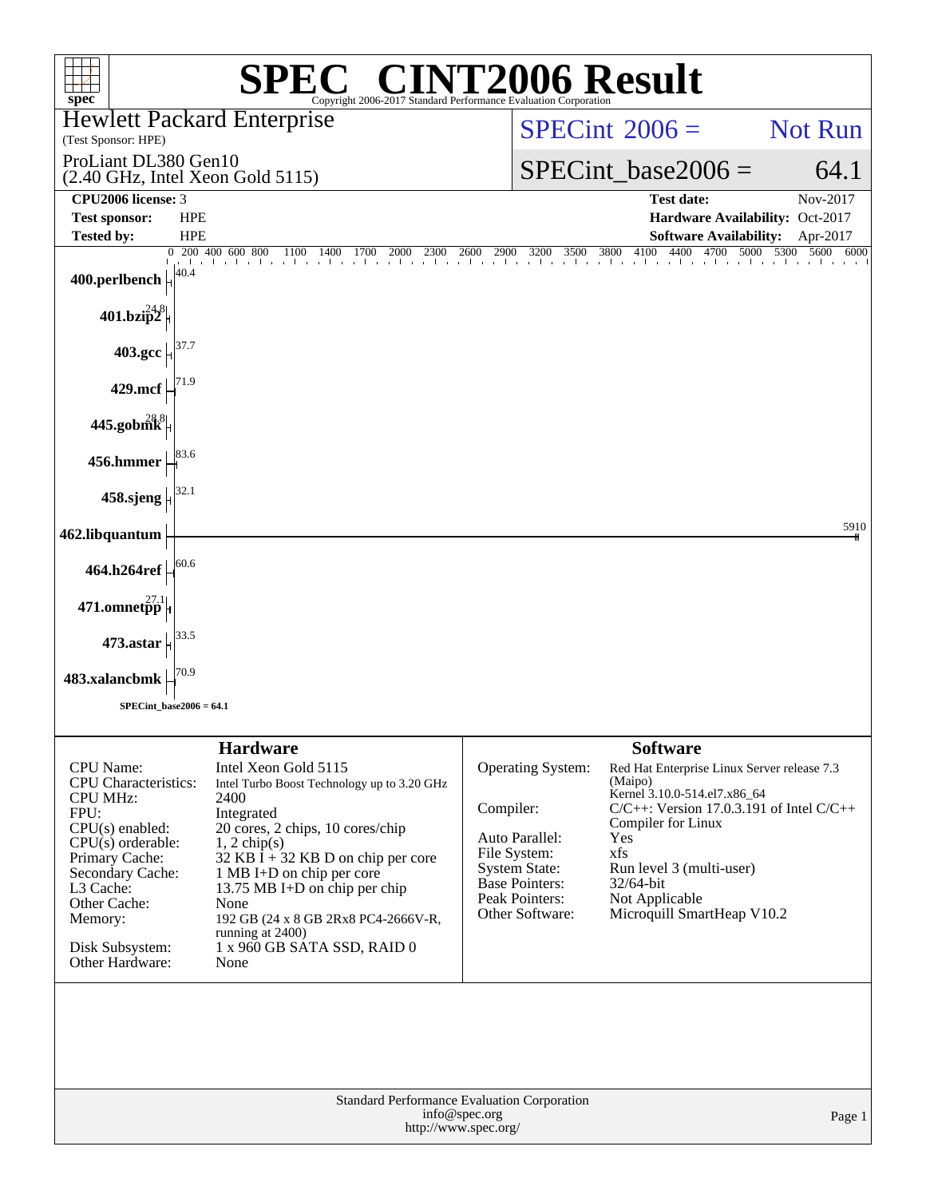# SPEC CINT2006 Result

Copyright 2006-2017 Standard Performance Evaluation Corporation

**Hewlett Packard Enterprise**
(Test Sponsor: HPE)

ProLiant DL380 Gen10
(2.40 GHz, Intel Xeon Gold 5115)

SPECint 2006 = Not Run

SPECint_base2006 = 64.1

| | | | |
|---|---|---|---|
| **CPU2006 license:** | 3 | **Test date:** | Nov-2017 |
| **Test sponsor:** | HPE | **Hardware Availability:** | Oct-2017 |
| **Tested by:** | HPE | **Software Availability:** | Apr-2017 |

| Benchmark | Base Ratio |
|---|---|
| 400.perlbench | 40.4 |
| 401.bzip2 | 24.8 |
| 403.gcc | 37.7 |
| 429.mcf | 71.9 |
| 445.gobmk | 28.8 |
| 456.hmmer | 83.6 |
| 458.sjeng | 32.1 |
| 462.libquantum | 5910 |
| 464.h264ref | 60.6 |
| 471.omnetpp | 27.1 |
| 473.astar | 33.5 |
| 483.xalancbmk | 70.9 |

SPECint_base2006 = 64.1

## Hardware

| | |
|---|---|
| CPU Name: | Intel Xeon Gold 5115 |
| CPU Characteristics: | Intel Turbo Boost Technology up to 3.20 GHz |
| CPU MHz: | 2400 |
| FPU: | Integrated |
| CPU(s) enabled: | 20 cores, 2 chips, 10 cores/chip |
| CPU(s) orderable: | 1, 2 chip(s) |
| Primary Cache: | 32 KB I + 32 KB D on chip per core |
| Secondary Cache: | 1 MB I+D on chip per core |
| L3 Cache: | 13.75 MB I+D on chip per chip |
| Other Cache: | None |
| Memory: | 192 GB (24 x 8 GB 2Rx8 PC4-2666V-R, running at 2400) |
| Disk Subsystem: | 1 x 960 GB SATA SSD, RAID 0 |
| Other Hardware: | None |

## Software

| | |
|---|---|
| Operating System: | Red Hat Enterprise Linux Server release 7.3 (Maipo) Kernel 3.10.0-514.el7.x86_64 |
| Compiler: | C/C++: Version 17.0.3.191 of Intel C/C++ Compiler for Linux |
| Auto Parallel: | Yes |
| File System: | xfs |
| System State: | Run level 3 (multi-user) |
| Base Pointers: | 32/64-bit |
| Peak Pointers: | Not Applicable |
| Other Software: | Microquill SmartHeap V10.2 |

Standard Performance Evaluation Corporation
info@spec.org
http://www.spec.org/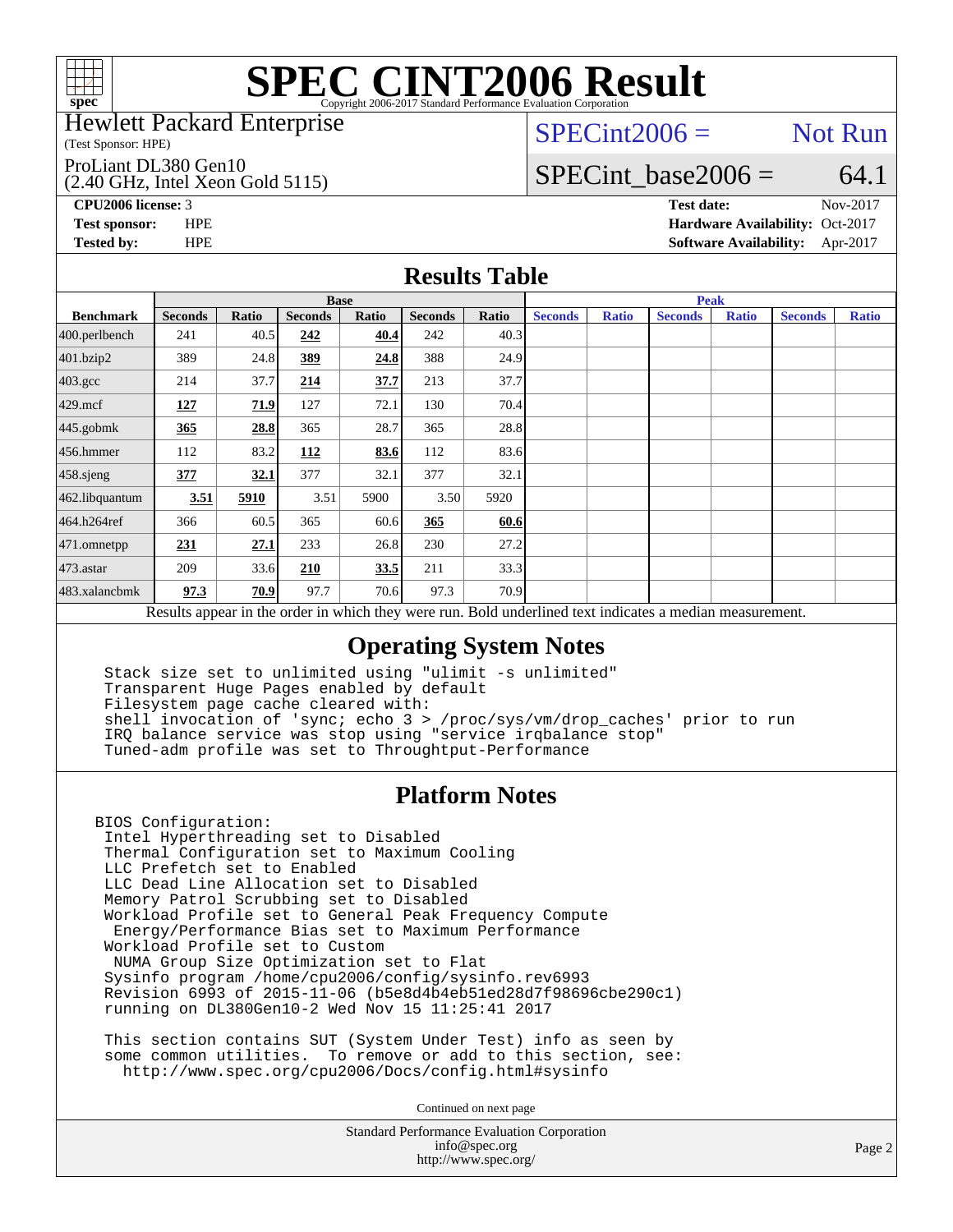# SPEC CINT2006 Result

Copyright 2006-2017 Standard Performance Evaluation Corporation

Hewlett Packard Enterprise
(Test Sponsor: HPE)

ProLiant DL380 Gen10
(2.40 GHz, Intel Xeon Gold 5115)

SPECint2006 = Not Run

SPECint_base2006 = 64.1

**CPU2006 license:** 3
**Test sponsor:** HPE
**Tested by:** HPE

**Test date:** Nov-2017
**Hardware Availability:** Oct-2017
**Software Availability:** Apr-2017

## Results Table

| Benchmark | Base | | | | | | Peak | | | | | |
|---|---|---|---|---|---|---|---|---|---|---|---|---|
| | Seconds | Ratio | Seconds | Ratio | Seconds | Ratio | Seconds | Ratio | Seconds | Ratio | Seconds | Ratio |
| 400.perlbench | 241 | 40.5 | **242** | **40.4** | 242 | 40.3 | | | | | | |
| 401.bzip2 | 389 | 24.8 | **389** | **24.8** | 388 | 24.9 | | | | | | |
| 403.gcc | 214 | 37.7 | **214** | **37.7** | 213 | 37.7 | | | | | | |
| 429.mcf | **127** | **71.9** | 127 | 72.1 | 130 | 70.4 | | | | | | |
| 445.gobmk | **365** | **28.8** | 365 | 28.7 | 365 | 28.8 | | | | | | |
| 456.hmmer | 112 | 83.2 | **112** | **83.6** | 112 | 83.6 | | | | | | |
| 458.sjeng | **377** | **32.1** | 377 | 32.1 | 377 | 32.1 | | | | | | |
| 462.libquantum | **3.51** | **5910** | 3.51 | 5900 | 3.50 | 5920 | | | | | | |
| 464.h264ref | 366 | 60.5 | 365 | 60.6 | **365** | **60.6** | | | | | | |
| 471.omnetpp | **231** | **27.1** | 233 | 26.8 | 230 | 27.2 | | | | | | |
| 473.astar | 209 | 33.6 | **210** | **33.5** | 211 | 33.3 | | | | | | |
| 483.xalancbmk | **97.3** | **70.9** | 97.7 | 70.6 | 97.3 | 70.9 | | | | | | |

Results appear in the order in which they were run. Bold underlined text indicates a median measurement.

## Operating System Notes

```
Stack size set to unlimited using "ulimit -s unlimited"
Transparent Huge Pages enabled by default
Filesystem page cache cleared with:
shell invocation of 'sync; echo 3 > /proc/sys/vm/drop_caches' prior to run
IRQ balance service was stop using "service irqbalance stop"
Tuned-adm profile was set to Throughtput-Performance
```

## Platform Notes

```
BIOS Configuration:
 Intel Hyperthreading set to Disabled
 Thermal Configuration set to Maximum Cooling
 LLC Prefetch set to Enabled
 LLC Dead Line Allocation set to Disabled
 Memory Patrol Scrubbing set to Disabled
 Workload Profile set to General Peak Frequency Compute
  Energy/Performance Bias set to Maximum Performance
 Workload Profile set to Custom
  NUMA Group Size Optimization set to Flat
 Sysinfo program /home/cpu2006/config/sysinfo.rev6993
 Revision 6993 of 2015-11-06 (b5e8d4b4eb51ed28d7f98696cbe290c1)
 running on DL380Gen10-2 Wed Nov 15 11:25:41 2017

 This section contains SUT (System Under Test) info as seen by
 some common utilities.  To remove or add to this section, see:
   http://www.spec.org/cpu2006/Docs/config.html#sysinfo
```

Continued on next page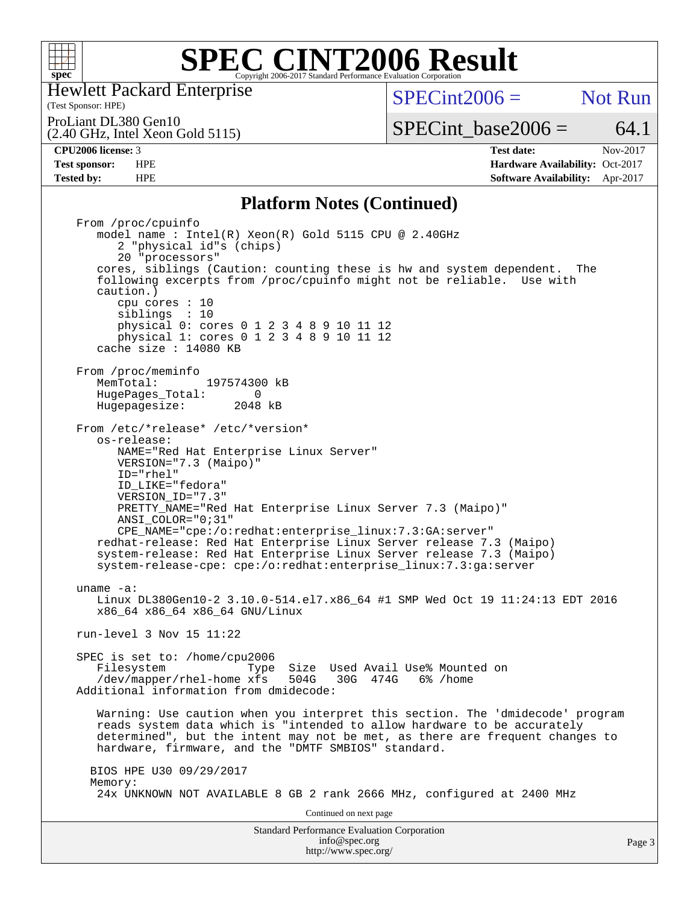# SPEC CINT2006 Result

Copyright 2006-2017 Standard Performance Evaluation Corporation

Hewlett Packard Enterprise
(Test Sponsor: HPE)

ProLiant DL380 Gen10
(2.40 GHz, Intel Xeon Gold 5115)

SPECint2006 = Not Run

SPECint_base2006 = 64.1

| | | | |
|---|---|---|---|
| **CPU2006 license:** | 3 | **Test date:** | Nov-2017 |
| **Test sponsor:** | HPE | **Hardware Availability:** | Oct-2017 |
| **Tested by:** | HPE | **Software Availability:** | Apr-2017 |

## Platform Notes (Continued)

```
From /proc/cpuinfo
   model name : Intel(R) Xeon(R) Gold 5115 CPU @ 2.40GHz
      2 "physical id"s (chips)
      20 "processors"
   cores, siblings (Caution: counting these is hw and system dependent.  The
   following excerpts from /proc/cpuinfo might not be reliable.  Use with
   caution.)
      cpu cores : 10
      siblings  : 10
      physical 0: cores 0 1 2 3 4 8 9 10 11 12
      physical 1: cores 0 1 2 3 4 8 9 10 11 12
   cache size : 14080 KB

From /proc/meminfo
   MemTotal:       197574300 kB
   HugePages_Total:       0
   Hugepagesize:       2048 kB

From /etc/*release* /etc/*version*
   os-release:
      NAME="Red Hat Enterprise Linux Server"
      VERSION="7.3 (Maipo)"
      ID="rhel"
      ID_LIKE="fedora"
      VERSION_ID="7.3"
      PRETTY_NAME="Red Hat Enterprise Linux Server 7.3 (Maipo)"
      ANSI_COLOR="0;31"
      CPE_NAME="cpe:/o:redhat:enterprise_linux:7.3:GA:server"
   redhat-release: Red Hat Enterprise Linux Server release 7.3 (Maipo)
   system-release: Red Hat Enterprise Linux Server release 7.3 (Maipo)
   system-release-cpe: cpe:/o:redhat:enterprise_linux:7.3:ga:server

uname -a:
   Linux DL380Gen10-2 3.10.0-514.el7.x86_64 #1 SMP Wed Oct 19 11:24:13 EDT 2016
   x86_64 x86_64 x86_64 GNU/Linux

run-level 3 Nov 15 11:22

SPEC is set to: /home/cpu2006
   Filesystem              Type  Size  Used Avail Use% Mounted on
   /dev/mapper/rhel-home xfs    504G   30G  474G   6% /home
Additional information from dmidecode:

   Warning: Use caution when you interpret this section. The 'dmidecode' program
   reads system data which is "intended to allow hardware to be accurately
   determined", but the intent may not be met, as there are frequent changes to
   hardware, firmware, and the "DMTF SMBIOS" standard.

  BIOS HPE U30 09/29/2017
  Memory:
   24x UNKNOWN NOT AVAILABLE 8 GB 2 rank 2666 MHz, configured at 2400 MHz
```

Continued on next page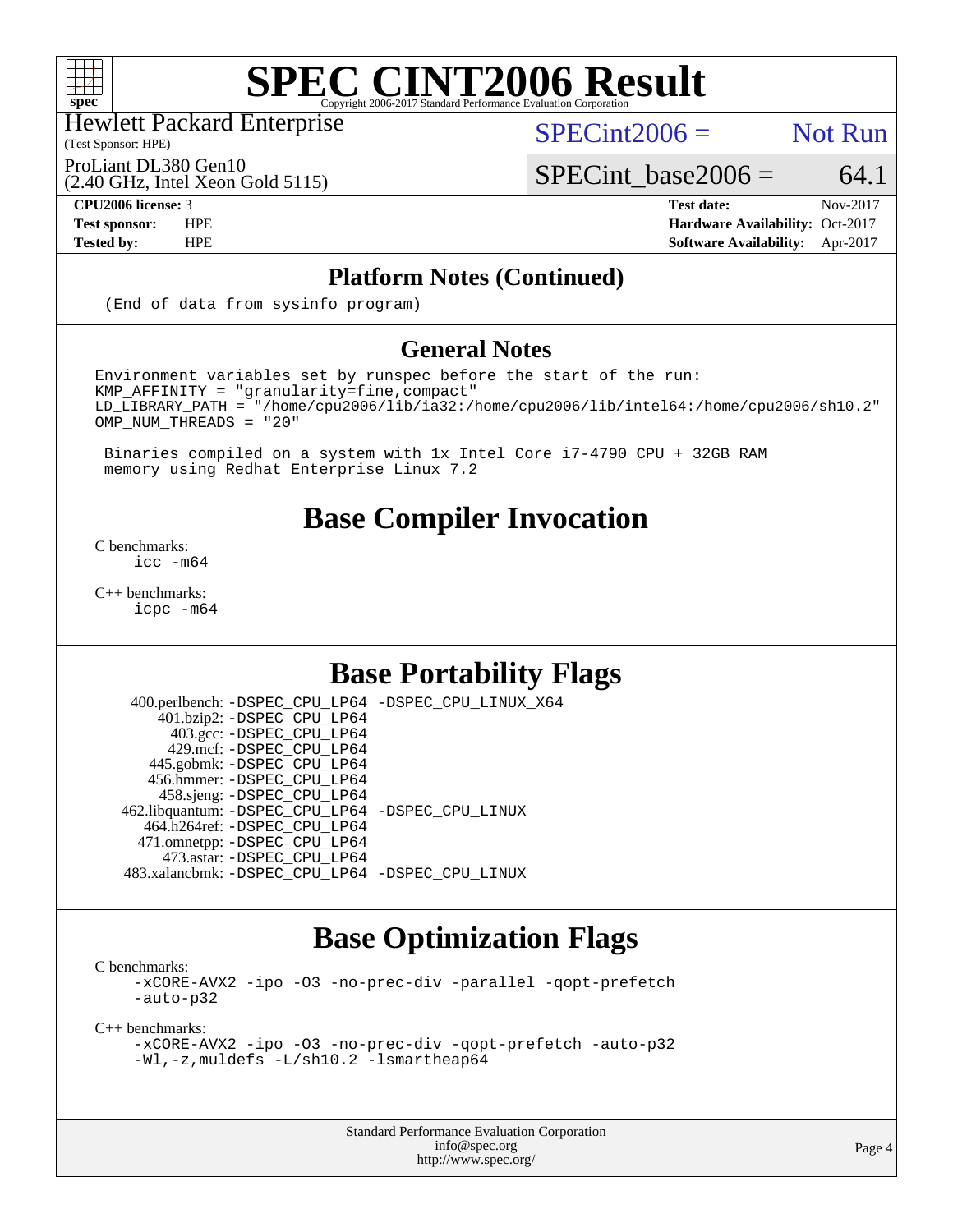# SPEC CINT2006 Result

Hewlett Packard Enterprise
(Test Sponsor: HPE)

ProLiant DL380 Gen10
(2.40 GHz, Intel Xeon Gold 5115)

SPECint2006 = Not Run

SPECint_base2006 = 64.1

| | | | |
|---|---|---|---|
| **CPU2006 license:** 3 | | **Test date:** | Nov-2017 |
| **Test sponsor:** | HPE | **Hardware Availability:** | Oct-2017 |
| **Tested by:** | HPE | **Software Availability:** | Apr-2017 |

## Platform Notes (Continued)

```
(End of data from sysinfo program)
```

## General Notes

```
Environment variables set by runspec before the start of the run:
KMP_AFFINITY = "granularity=fine,compact"
LD_LIBRARY_PATH = "/home/cpu2006/lib/ia32:/home/cpu2006/lib/intel64:/home/cpu2006/sh10.2"
OMP_NUM_THREADS = "20"

 Binaries compiled on a system with 1x Intel Core i7-4790 CPU + 32GB RAM
 memory using Redhat Enterprise Linux 7.2
```

## Base Compiler Invocation

C benchmarks:
```
icc -m64
```

C++ benchmarks:
```
icpc -m64
```

## Base Portability Flags

| | |
|---|---|
| 400.perlbench: | -DSPEC_CPU_LP64 -DSPEC_CPU_LINUX_X64 |
| 401.bzip2: | -DSPEC_CPU_LP64 |
| 403.gcc: | -DSPEC_CPU_LP64 |
| 429.mcf: | -DSPEC_CPU_LP64 |
| 445.gobmk: | -DSPEC_CPU_LP64 |
| 456.hmmer: | -DSPEC_CPU_LP64 |
| 458.sjeng: | -DSPEC_CPU_LP64 |
| 462.libquantum: | -DSPEC_CPU_LP64 -DSPEC_CPU_LINUX |
| 464.h264ref: | -DSPEC_CPU_LP64 |
| 471.omnetpp: | -DSPEC_CPU_LP64 |
| 473.astar: | -DSPEC_CPU_LP64 |
| 483.xalancbmk: | -DSPEC_CPU_LP64 -DSPEC_CPU_LINUX |

## Base Optimization Flags

C benchmarks:
```
-xCORE-AVX2 -ipo -O3 -no-prec-div -parallel -qopt-prefetch
-auto-p32
```

C++ benchmarks:
```
-xCORE-AVX2 -ipo -O3 -no-prec-div -qopt-prefetch -auto-p32
-Wl,-z,muldefs -L/sh10.2 -lsmartheap64
```

Standard Performance Evaluation Corporation
info@spec.org
http://www.spec.org/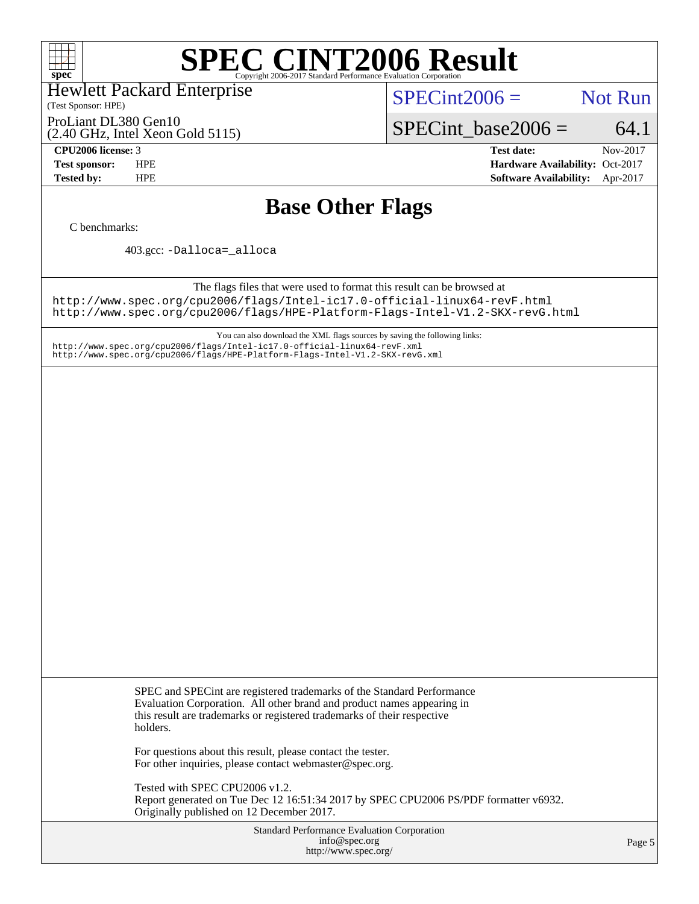# Base Other Flags

C benchmarks:

403.gcc: -Dalloca=_alloca

The flags files that were used to format this result can be browsed at
http://www.spec.org/cpu2006/flags/Intel-ic17.0-official-linux64-revF.html
http://www.spec.org/cpu2006/flags/HPE-Platform-Flags-Intel-V1.2-SKX-revG.html

You can also download the XML flags sources by saving the following links:
http://www.spec.org/cpu2006/flags/Intel-ic17.0-official-linux64-revF.xml
http://www.spec.org/cpu2006/flags/HPE-Platform-Flags-Intel-V1.2-SKX-revG.xml

SPEC and SPECint are registered trademarks of the Standard Performance Evaluation Corporation. All other brand and product names appearing in this result are trademarks or registered trademarks of their respective holders.

For questions about this result, please contact the tester.
For other inquiries, please contact webmaster@spec.org.

Tested with SPEC CPU2006 v1.2.
Report generated on Tue Dec 12 16:51:34 2017 by SPEC CPU2006 PS/PDF formatter v6932.
Originally published on 12 December 2017.